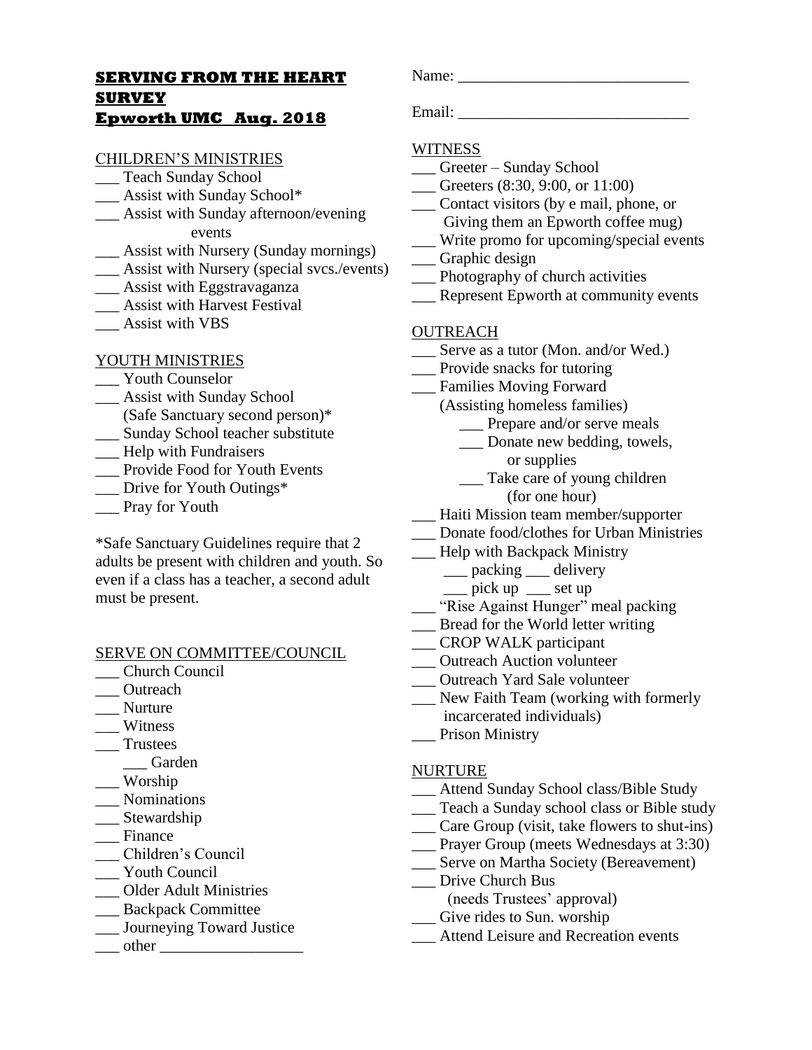# SERVING FROM THE HEART SURVEY
## Epworth UMC Aug. 2018

### CHILDREN'S MINISTRIES

- ___ Teach Sunday School
- ___ Assist with Sunday School*
- ___ Assist with Sunday afternoon/evening events
- ___ Assist with Nursery (Sunday mornings)
- ___ Assist with Nursery (special svcs./events)
- ___ Assist with Eggstravaganza
- ___ Assist with Harvest Festival
- ___ Assist with VBS

### YOUTH MINISTRIES

- ___ Youth Counselor
- ___ Assist with Sunday School (Safe Sanctuary second person)*
- ___ Sunday School teacher substitute
- ___ Help with Fundraisers
- ___ Provide Food for Youth Events
- ___ Drive for Youth Outings*
- ___ Pray for Youth

*Safe Sanctuary Guidelines require that 2 adults be present with children and youth. So even if a class has a teacher, a second adult must be present.

### SERVE ON COMMITTEE/COUNCIL

- ___ Church Council
- ___ Outreach
- ___ Nurture
- ___ Witness
- ___ Trustees
  - ___ Garden
- ___ Worship
- ___ Nominations
- ___ Stewardship
- ___ Finance
- ___ Children's Council
- ___ Youth Council
- ___ Older Adult Ministries
- ___ Backpack Committee
- ___ Journeying Toward Justice
- ___ other __________________

Name: _____________________________

Email: _____________________________

### WITNESS

- ___ Greeter – Sunday School
- ___ Greeters (8:30, 9:00, or 11:00)
- ___ Contact visitors (by e mail, phone, or Giving them an Epworth coffee mug)
- ___ Write promo for upcoming/special events
- ___ Graphic design
- ___ Photography of church activities
- ___ Represent Epworth at community events

### OUTREACH

- ___ Serve as a tutor (Mon. and/or Wed.)
- ___ Provide snacks for tutoring
- ___ Families Moving Forward (Assisting homeless families)
  - ___ Prepare and/or serve meals
  - ___ Donate new bedding, towels, or supplies
  - ___ Take care of young children (for one hour)
- ___ Haiti Mission team member/supporter
- ___ Donate food/clothes for Urban Ministries
- ___ Help with Backpack Ministry
  - ___ packing ___ delivery
  - ___ pick up ___ set up
- ___ "Rise Against Hunger" meal packing
- ___ Bread for the World letter writing
- ___ CROP WALK participant
- ___ Outreach Auction volunteer
- ___ Outreach Yard Sale volunteer
- ___ New Faith Team (working with formerly incarcerated individuals)
- ___ Prison Ministry

### NURTURE

- ___ Attend Sunday School class/Bible Study
- ___ Teach a Sunday school class or Bible study
- ___ Care Group (visit, take flowers to shut-ins)
- ___ Prayer Group (meets Wednesdays at 3:30)
- ___ Serve on Martha Society (Bereavement)
- ___ Drive Church Bus (needs Trustees' approval)
- ___ Give rides to Sun. worship
- ___ Attend Leisure and Recreation events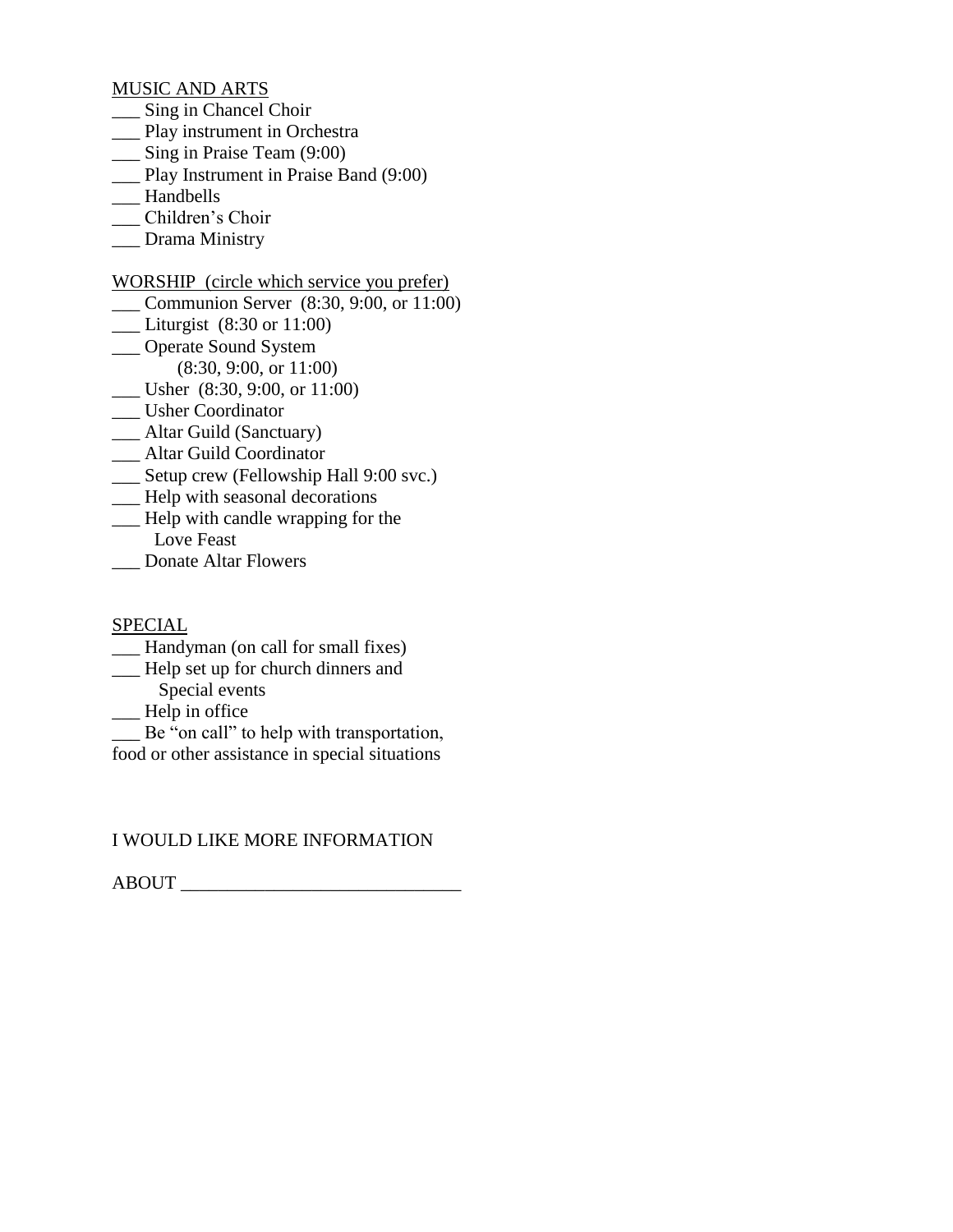MUSIC AND ARTS

___ Sing in Chancel Choir
___ Play instrument in Orchestra
___ Sing in Praise Team (9:00)
___ Play Instrument in Praise Band (9:00)
___ Handbells
___ Children's Choir
___ Drama Ministry

WORSHIP (circle which service you prefer)

___ Communion Server (8:30, 9:00, or 11:00)
___ Liturgist (8:30 or 11:00)
___ Operate Sound System
(8:30, 9:00, or 11:00)
___ Usher (8:30, 9:00, or 11:00)
___ Usher Coordinator
___ Altar Guild (Sanctuary)
___ Altar Guild Coordinator
___ Setup crew (Fellowship Hall 9:00 svc.)
___ Help with seasonal decorations
___ Help with candle wrapping for the
Love Feast
___ Donate Altar Flowers

SPECIAL

___ Handyman (on call for small fixes)
___ Help set up for church dinners and
Special events
___ Help in office
___ Be "on call" to help with transportation,
food or other assistance in special situations

I WOULD LIKE MORE INFORMATION

ABOUT ______________________________